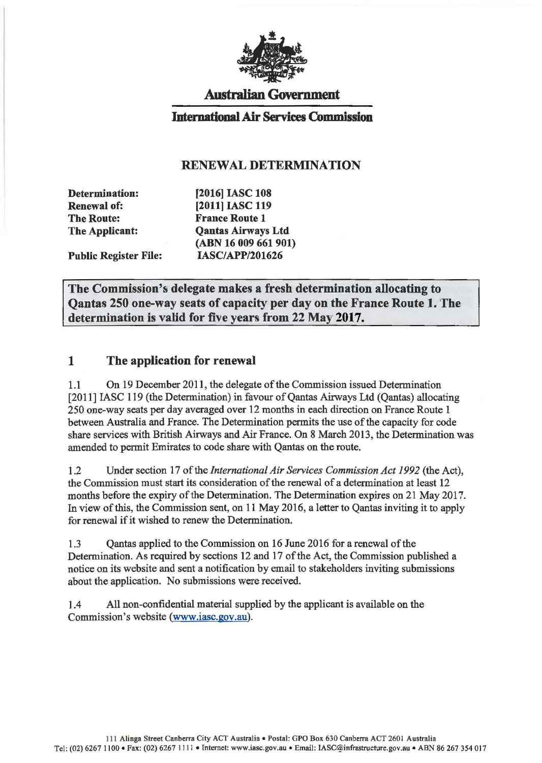**Australian Government**

**International Air Services Commission**

## RENEWAL DETERMINATION

| | |
|---|---|
| **Determination:** | **[2016] IASC 108** |
| **Renewal of:** | **[2011] IASC 119** |
| **The Route:** | **France Route 1** |
| **The Applicant:** | **Qantas Airways Ltd (ABN 16 009 661 901)** |
| **Public Register File:** | **IASC/APP/201626** |

**The Commission's delegate makes a fresh determination allocating to Qantas 250 one-way seats of capacity per day on the France Route 1. The determination is valid for five years from 22 May 2017.**

## 1 The application for renewal

1.1 On 19 December 2011, the delegate of the Commission issued Determination [2011] IASC 119 (the Determination) in favour of Qantas Airways Ltd (Qantas) allocating 250 one-way seats per day averaged over 12 months in each direction on France Route 1 between Australia and France. The Determination permits the use of the capacity for code share services with British Airways and Air France. On 8 March 2013, the Determination was amended to permit Emirates to code share with Qantas on the route.

1.2 Under section 17 of the *International Air Services Commission Act 1992* (the Act), the Commission must start its consideration of the renewal of a determination at least 12 months before the expiry of the Determination. The Determination expires on 21 May 2017. In view of this, the Commission sent, on 11 May 2016, a letter to Qantas inviting it to apply for renewal if it wished to renew the Determination.

1.3 Qantas applied to the Commission on 16 June 2016 for a renewal of the Determination. As required by sections 12 and 17 of the Act, the Commission published a notice on its website and sent a notification by email to stakeholders inviting submissions about the application. No submissions were received.

1.4 All non-confidential material supplied by the applicant is available on the Commission's website (www.iasc.gov.au).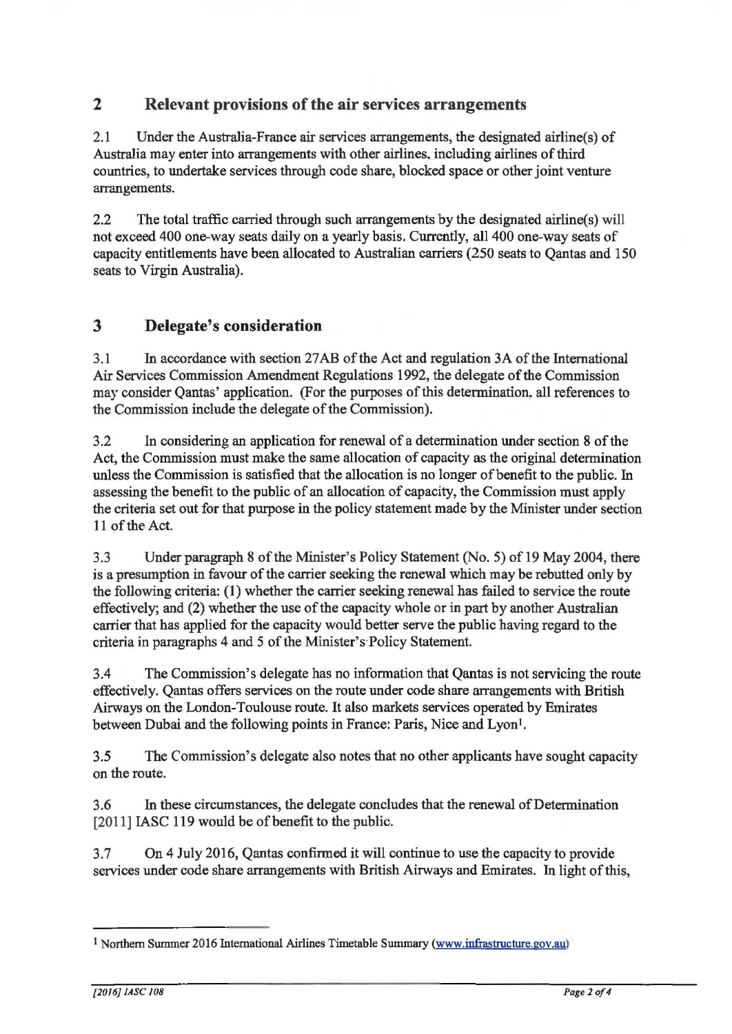## 2 Relevant provisions of the air services arrangements

2.1 Under the Australia-France air services arrangements, the designated airline(s) of Australia may enter into arrangements with other airlines, including airlines of third countries, to undertake services through code share, blocked space or other joint venture arrangements.

2.2 The total traffic carried through such arrangements by the designated airline(s) will not exceed 400 one-way seats daily on a yearly basis. Currently, all 400 one-way seats of capacity entitlements have been allocated to Australian carriers (250 seats to Qantas and 150 seats to Virgin Australia).

## 3 Delegate's consideration

3.1 In accordance with section 27AB of the Act and regulation 3A of the International Air Services Commission Amendment Regulations 1992, the delegate of the Commission may consider Qantas' application. (For the purposes of this determination, all references to the Commission include the delegate of the Commission).

3.2 In considering an application for renewal of a determination under section 8 of the Act, the Commission must make the same allocation of capacity as the original determination unless the Commission is satisfied that the allocation is no longer of benefit to the public. In assessing the benefit to the public of an allocation of capacity, the Commission must apply the criteria set out for that purpose in the policy statement made by the Minister under section 11 of the Act.

3.3 Under paragraph 8 of the Minister's Policy Statement (No. 5) of 19 May 2004, there is a presumption in favour of the carrier seeking the renewal which may be rebutted only by the following criteria: (1) whether the carrier seeking renewal has failed to service the route effectively; and (2) whether the use of the capacity whole or in part by another Australian carrier that has applied for the capacity would better serve the public having regard to the criteria in paragraphs 4 and 5 of the Minister's Policy Statement.

3.4 The Commission's delegate has no information that Qantas is not servicing the route effectively. Qantas offers services on the route under code share arrangements with British Airways on the London-Toulouse route. It also markets services operated by Emirates between Dubai and the following points in France: Paris, Nice and Lyon[1].

3.5 The Commission's delegate also notes that no other applicants have sought capacity on the route.

3.6 In these circumstances, the delegate concludes that the renewal of Determination [2011] IASC 119 would be of benefit to the public.

3.7 On 4 July 2016, Qantas confirmed it will continue to use the capacity to provide services under code share arrangements with British Airways and Emirates. In light of this,

---

[1] Northern Summer 2016 International Airlines Timetable Summary (www.infrastructure.gov.au)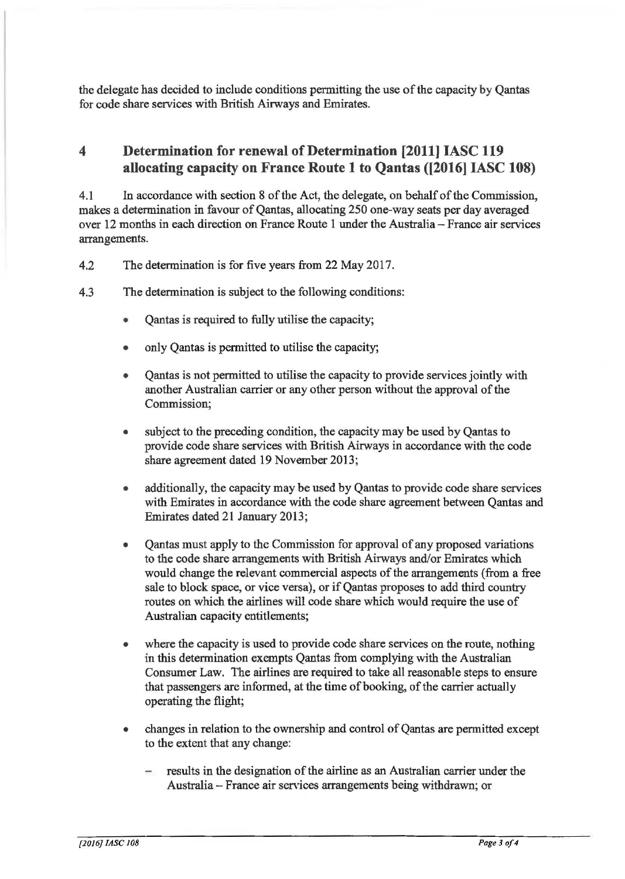the delegate has decided to include conditions permitting the use of the capacity by Qantas for code share services with British Airways and Emirates.

## 4 Determination for renewal of Determination [2011] IASC 119 allocating capacity on France Route 1 to Qantas ([2016] IASC 108)

4.1 In accordance with section 8 of the Act, the delegate, on behalf of the Commission, makes a determination in favour of Qantas, allocating 250 one-way seats per day averaged over 12 months in each direction on France Route 1 under the Australia – France air services arrangements.

4.2 The determination is for five years from 22 May 2017.

4.3 The determination is subject to the following conditions:

- Qantas is required to fully utilise the capacity;
- only Qantas is permitted to utilise the capacity;
- Qantas is not permitted to utilise the capacity to provide services jointly with another Australian carrier or any other person without the approval of the Commission;
- subject to the preceding condition, the capacity may be used by Qantas to provide code share services with British Airways in accordance with the code share agreement dated 19 November 2013;
- additionally, the capacity may be used by Qantas to provide code share services with Emirates in accordance with the code share agreement between Qantas and Emirates dated 21 January 2013;
- Qantas must apply to the Commission for approval of any proposed variations to the code share arrangements with British Airways and/or Emirates which would change the relevant commercial aspects of the arrangements (from a free sale to block space, or vice versa), or if Qantas proposes to add third country routes on which the airlines will code share which would require the use of Australian capacity entitlements;
- where the capacity is used to provide code share services on the route, nothing in this determination exempts Qantas from complying with the Australian Consumer Law. The airlines are required to take all reasonable steps to ensure that passengers are informed, at the time of booking, of the carrier actually operating the flight;
- changes in relation to the ownership and control of Qantas are permitted except to the extent that any change:
  - results in the designation of the airline as an Australian carrier under the Australia – France air services arrangements being withdrawn; or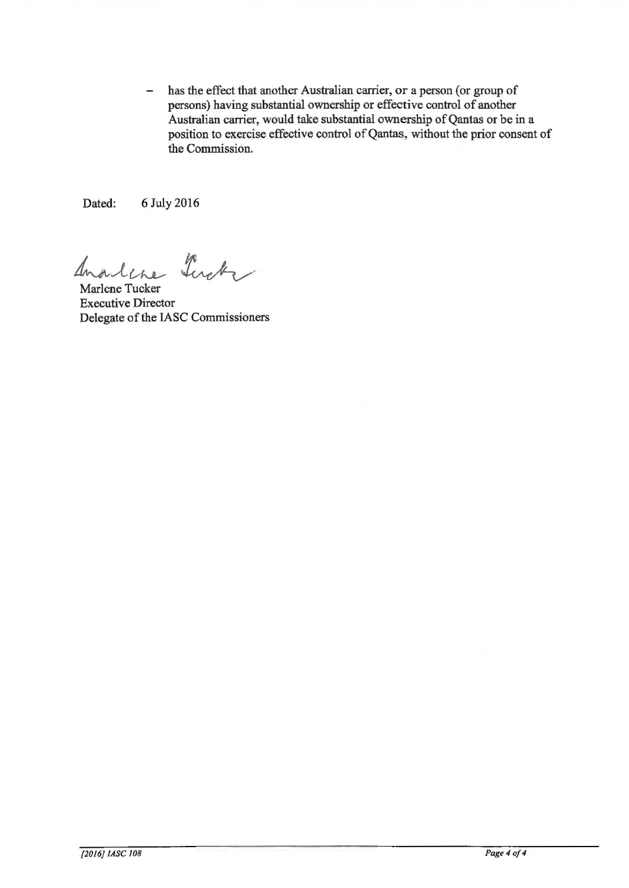- has the effect that another Australian carrier, or a person (or group of persons) having substantial ownership or effective control of another Australian carrier, would take substantial ownership of Qantas or be in a position to exercise effective control of Qantas, without the prior consent of the Commission.

Dated: 6 July 2016

Marlene Tucker
Executive Director
Delegate of the IASC Commissioners